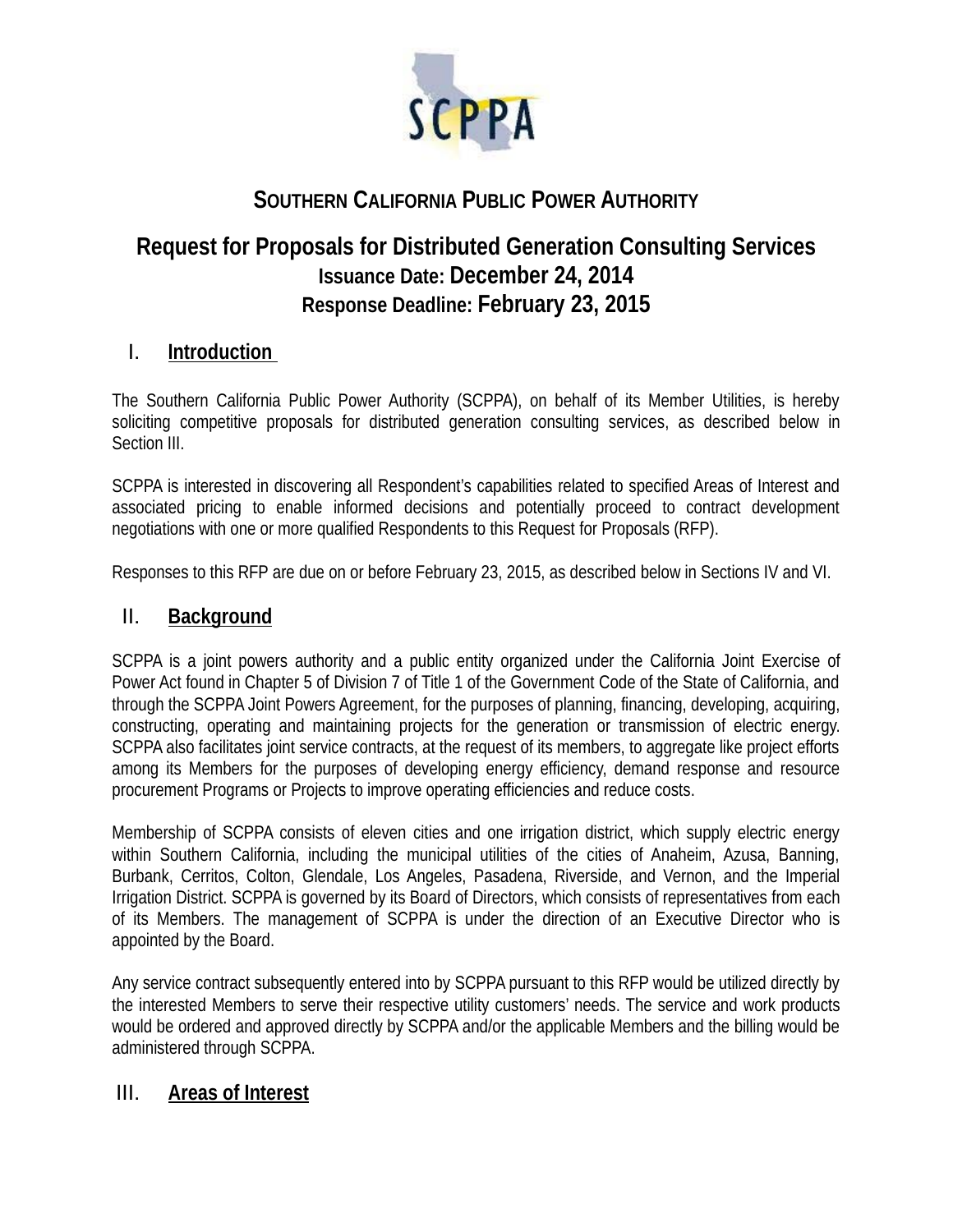# SOUTHERN CALIFORNIA PUBLIC POWER AUTHORITY

## Request for Proposals for Distributed Generation Consulting Services

**Issuance Date: December 24, 2014**

**Response Deadline: February 23, 2015**

## I. Introduction

The Southern California Public Power Authority (SCPPA), on behalf of its Member Utilities, is hereby soliciting competitive proposals for distributed generation consulting services, as described below in Section III.

SCPPA is interested in discovering all Respondent's capabilities related to specified Areas of Interest and associated pricing to enable informed decisions and potentially proceed to contract development negotiations with one or more qualified Respondents to this Request for Proposals (RFP).

Responses to this RFP are due on or before February 23, 2015, as described below in Sections IV and VI.

## II. Background

SCPPA is a joint powers authority and a public entity organized under the California Joint Exercise of Power Act found in Chapter 5 of Division 7 of Title 1 of the Government Code of the State of California, and through the SCPPA Joint Powers Agreement, for the purposes of planning, financing, developing, acquiring, constructing, operating and maintaining projects for the generation or transmission of electric energy. SCPPA also facilitates joint service contracts, at the request of its members, to aggregate like project efforts among its Members for the purposes of developing energy efficiency, demand response and resource procurement Programs or Projects to improve operating efficiencies and reduce costs.

Membership of SCPPA consists of eleven cities and one irrigation district, which supply electric energy within Southern California, including the municipal utilities of the cities of Anaheim, Azusa, Banning, Burbank, Cerritos, Colton, Glendale, Los Angeles, Pasadena, Riverside, and Vernon, and the Imperial Irrigation District. SCPPA is governed by its Board of Directors, which consists of representatives from each of its Members. The management of SCPPA is under the direction of an Executive Director who is appointed by the Board.

Any service contract subsequently entered into by SCPPA pursuant to this RFP would be utilized directly by the interested Members to serve their respective utility customers' needs. The service and work products would be ordered and approved directly by SCPPA and/or the applicable Members and the billing would be administered through SCPPA.

## III. Areas of Interest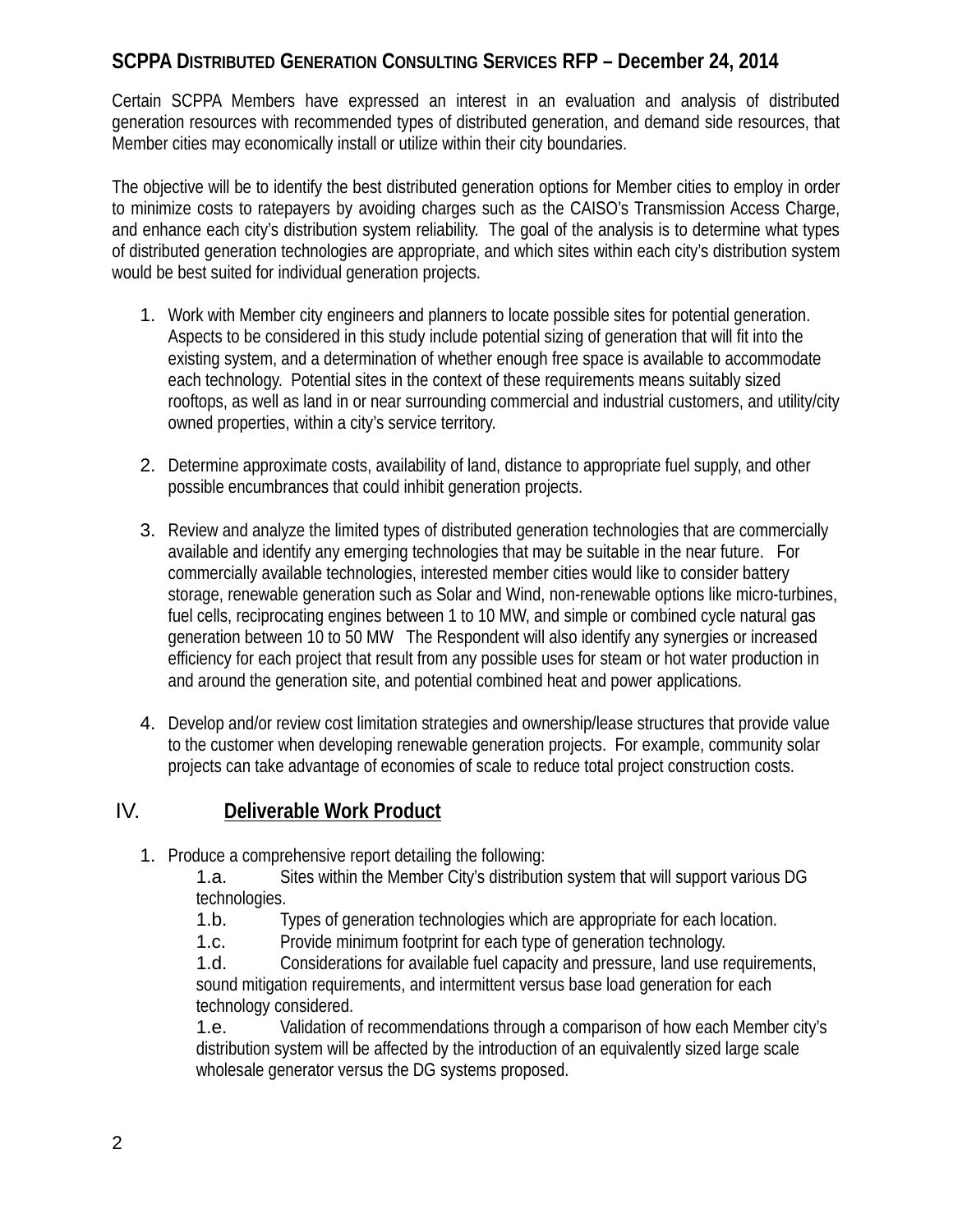Certain SCPPA Members have expressed an interest in an evaluation and analysis of distributed generation resources with recommended types of distributed generation, and demand side resources, that Member cities may economically install or utilize within their city boundaries.

The objective will be to identify the best distributed generation options for Member cities to employ in order to minimize costs to ratepayers by avoiding charges such as the CAISO's Transmission Access Charge, and enhance each city's distribution system reliability. The goal of the analysis is to determine what types of distributed generation technologies are appropriate, and which sites within each city's distribution system would be best suited for individual generation projects.

1. Work with Member city engineers and planners to locate possible sites for potential generation. Aspects to be considered in this study include potential sizing of generation that will fit into the existing system, and a determination of whether enough free space is available to accommodate each technology. Potential sites in the context of these requirements means suitably sized rooftops, as well as land in or near surrounding commercial and industrial customers, and utility/city owned properties, within a city's service territory.

2. Determine approximate costs, availability of land, distance to appropriate fuel supply, and other possible encumbrances that could inhibit generation projects.

3. Review and analyze the limited types of distributed generation technologies that are commercially available and identify any emerging technologies that may be suitable in the near future. For commercially available technologies, interested member cities would like to consider battery storage, renewable generation such as Solar and Wind, non-renewable options like micro-turbines, fuel cells, reciprocating engines between 1 to 10 MW, and simple or combined cycle natural gas generation between 10 to 50 MW The Respondent will also identify any synergies or increased efficiency for each project that result from any possible uses for steam or hot water production in and around the generation site, and potential combined heat and power applications.

4. Develop and/or review cost limitation strategies and ownership/lease structures that provide value to the customer when developing renewable generation projects. For example, community solar projects can take advantage of economies of scale to reduce total project construction costs.

## IV. <u>Deliverable Work Product</u>

1. Produce a comprehensive report detailing the following:
   - 1.a. Sites within the Member City's distribution system that will support various DG technologies.
   - 1.b. Types of generation technologies which are appropriate for each location.
   - 1.c. Provide minimum footprint for each type of generation technology.
   - 1.d. Considerations for available fuel capacity and pressure, land use requirements, sound mitigation requirements, and intermittent versus base load generation for each technology considered.
   - 1.e. Validation of recommendations through a comparison of how each Member city's distribution system will be affected by the introduction of an equivalently sized large scale wholesale generator versus the DG systems proposed.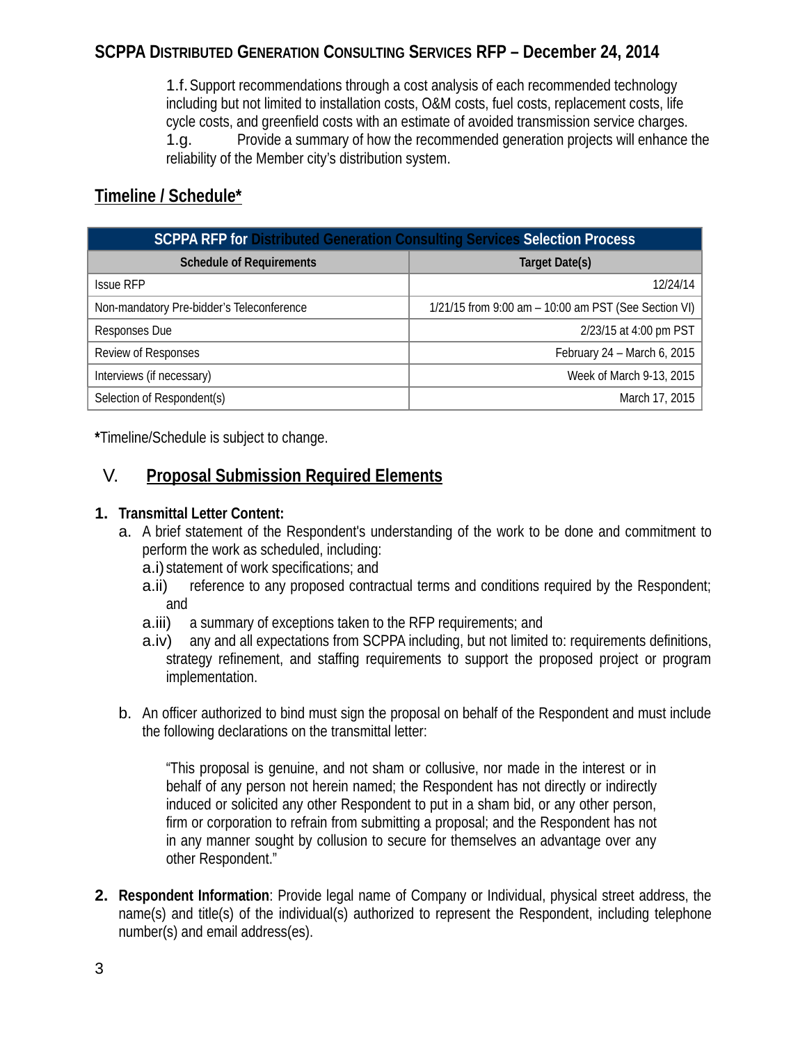1.f. Support recommendations through a cost analysis of each recommended technology including but not limited to installation costs, O&M costs, fuel costs, replacement costs, life cycle costs, and greenfield costs with an estimate of avoided transmission service charges.

1.g. Provide a summary of how the recommended generation projects will enhance the reliability of the Member city's distribution system.

## Timeline / Schedule*

| SCPPA RFP for Distributed Generation Consulting Services Selection Process | |
|---|---|
| **Schedule of Requirements** | **Target Date(s)** |
| Issue RFP | 12/24/14 |
| Non-mandatory Pre-bidder's Teleconference | 1/21/15 from 9:00 am – 10:00 am PST (See Section VI) |
| Responses Due | 2/23/15 at 4:00 pm PST |
| Review of Responses | February 24 – March 6, 2015 |
| Interviews (if necessary) | Week of March 9-13, 2015 |
| Selection of Respondent(s) | March 17, 2015 |

***Timeline/Schedule is subject to change.**

## V. Proposal Submission Required Elements

1. **Transmittal Letter Content:**
   a. A brief statement of the Respondent's understanding of the work to be done and commitment to perform the work as scheduled, including:
      a.i) statement of work specifications; and
      a.ii) reference to any proposed contractual terms and conditions required by the Respondent; and
      a.iii) a summary of exceptions taken to the RFP requirements; and
      a.iv) any and all expectations from SCPPA including, but not limited to: requirements definitions, strategy refinement, and staffing requirements to support the proposed project or program implementation.

   b. An officer authorized to bind must sign the proposal on behalf of the Respondent and must include the following declarations on the transmittal letter:

      "This proposal is genuine, and not sham or collusive, nor made in the interest or in behalf of any person not herein named; the Respondent has not directly or indirectly induced or solicited any other Respondent to put in a sham bid, or any other person, firm or corporation to refrain from submitting a proposal; and the Respondent has not in any manner sought by collusion to secure for themselves an advantage over any other Respondent."

2. **Respondent Information**: Provide legal name of Company or Individual, physical street address, the name(s) and title(s) of the individual(s) authorized to represent the Respondent, including telephone number(s) and email address(es).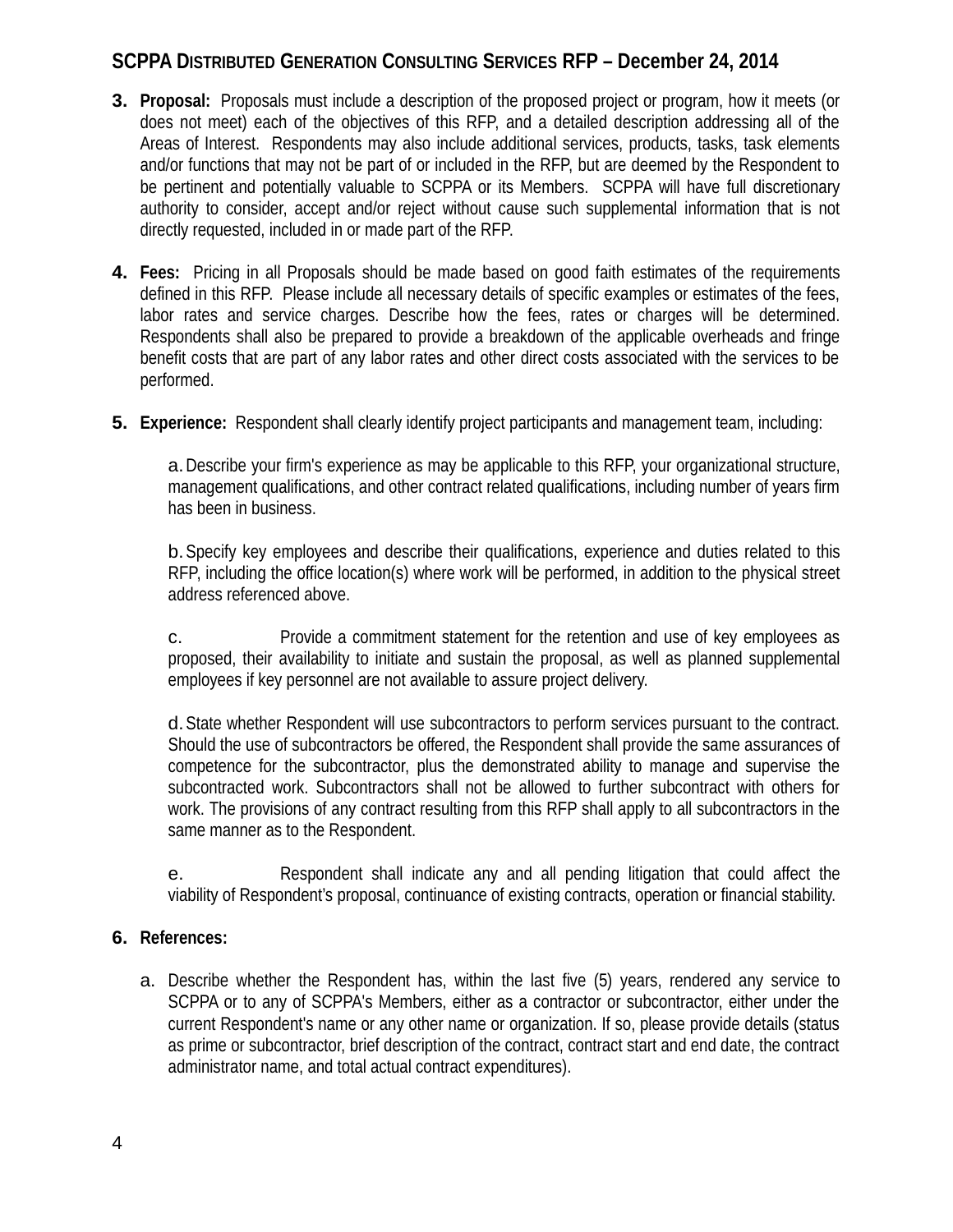3. **Proposal:** Proposals must include a description of the proposed project or program, how it meets (or does not meet) each of the objectives of this RFP, and a detailed description addressing all of the Areas of Interest. Respondents may also include additional services, products, tasks, task elements and/or functions that may not be part of or included in the RFP, but are deemed by the Respondent to be pertinent and potentially valuable to SCPPA or its Members. SCPPA will have full discretionary authority to consider, accept and/or reject without cause such supplemental information that is not directly requested, included in or made part of the RFP.

4. **Fees:** Pricing in all Proposals should be made based on good faith estimates of the requirements defined in this RFP. Please include all necessary details of specific examples or estimates of the fees, labor rates and service charges. Describe how the fees, rates or charges will be determined. Respondents shall also be prepared to provide a breakdown of the applicable overheads and fringe benefit costs that are part of any labor rates and other direct costs associated with the services to be performed.

5. **Experience:** Respondent shall clearly identify project participants and management team, including:

   a. Describe your firm's experience as may be applicable to this RFP, your organizational structure, management qualifications, and other contract related qualifications, including number of years firm has been in business.

   b. Specify key employees and describe their qualifications, experience and duties related to this RFP, including the office location(s) where work will be performed, in addition to the physical street address referenced above.

   c. Provide a commitment statement for the retention and use of key employees as proposed, their availability to initiate and sustain the proposal, as well as planned supplemental employees if key personnel are not available to assure project delivery.

   d. State whether Respondent will use subcontractors to perform services pursuant to the contract. Should the use of subcontractors be offered, the Respondent shall provide the same assurances of competence for the subcontractor, plus the demonstrated ability to manage and supervise the subcontracted work. Subcontractors shall not be allowed to further subcontract with others for work. The provisions of any contract resulting from this RFP shall apply to all subcontractors in the same manner as to the Respondent.

   e. Respondent shall indicate any and all pending litigation that could affect the viability of Respondent's proposal, continuance of existing contracts, operation or financial stability.

6. **References:**

   a. Describe whether the Respondent has, within the last five (5) years, rendered any service to SCPPA or to any of SCPPA's Members, either as a contractor or subcontractor, either under the current Respondent's name or any other name or organization. If so, please provide details (status as prime or subcontractor, brief description of the contract, contract start and end date, the contract administrator name, and total actual contract expenditures).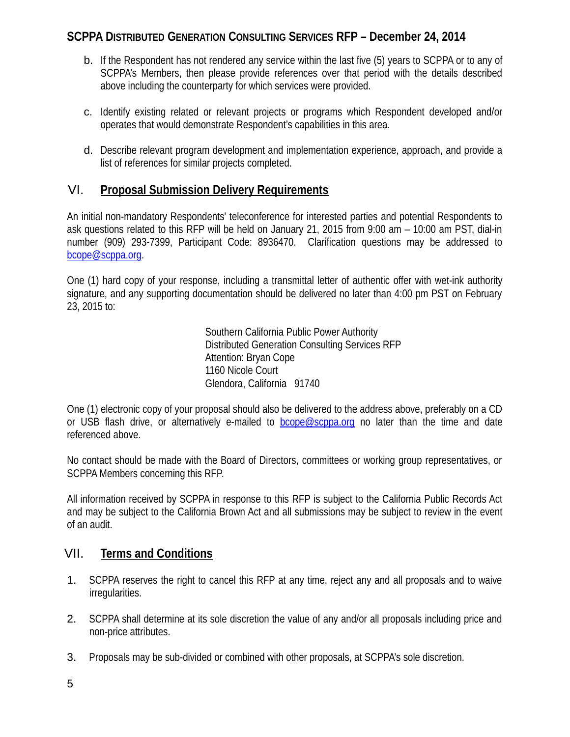b. If the Respondent has not rendered any service within the last five (5) years to SCPPA or to any of SCPPA's Members, then please provide references over that period with the details described above including the counterparty for which services were provided.

c. Identify existing related or relevant projects or programs which Respondent developed and/or operates that would demonstrate Respondent's capabilities in this area.

d. Describe relevant program development and implementation experience, approach, and provide a list of references for similar projects completed.

## VI. Proposal Submission Delivery Requirements

An initial non-mandatory Respondents' teleconference for interested parties and potential Respondents to ask questions related to this RFP will be held on January 21, 2015 from 9:00 am – 10:00 am PST, dial-in number (909) 293-7399, Participant Code: 8936470. Clarification questions may be addressed to bcope@scppa.org.

One (1) hard copy of your response, including a transmittal letter of authentic offer with wet-ink authority signature, and any supporting documentation should be delivered no later than 4:00 pm PST on February 23, 2015 to:

Southern California Public Power Authority
Distributed Generation Consulting Services RFP
Attention: Bryan Cope
1160 Nicole Court
Glendora, California 91740

One (1) electronic copy of your proposal should also be delivered to the address above, preferably on a CD or USB flash drive, or alternatively e-mailed to bcope@scppa.org no later than the time and date referenced above.

No contact should be made with the Board of Directors, committees or working group representatives, or SCPPA Members concerning this RFP.

All information received by SCPPA in response to this RFP is subject to the California Public Records Act and may be subject to the California Brown Act and all submissions may be subject to review in the event of an audit.

## VII. Terms and Conditions

1. SCPPA reserves the right to cancel this RFP at any time, reject any and all proposals and to waive irregularities.

2. SCPPA shall determine at its sole discretion the value of any and/or all proposals including price and non-price attributes.

3. Proposals may be sub-divided or combined with other proposals, at SCPPA's sole discretion.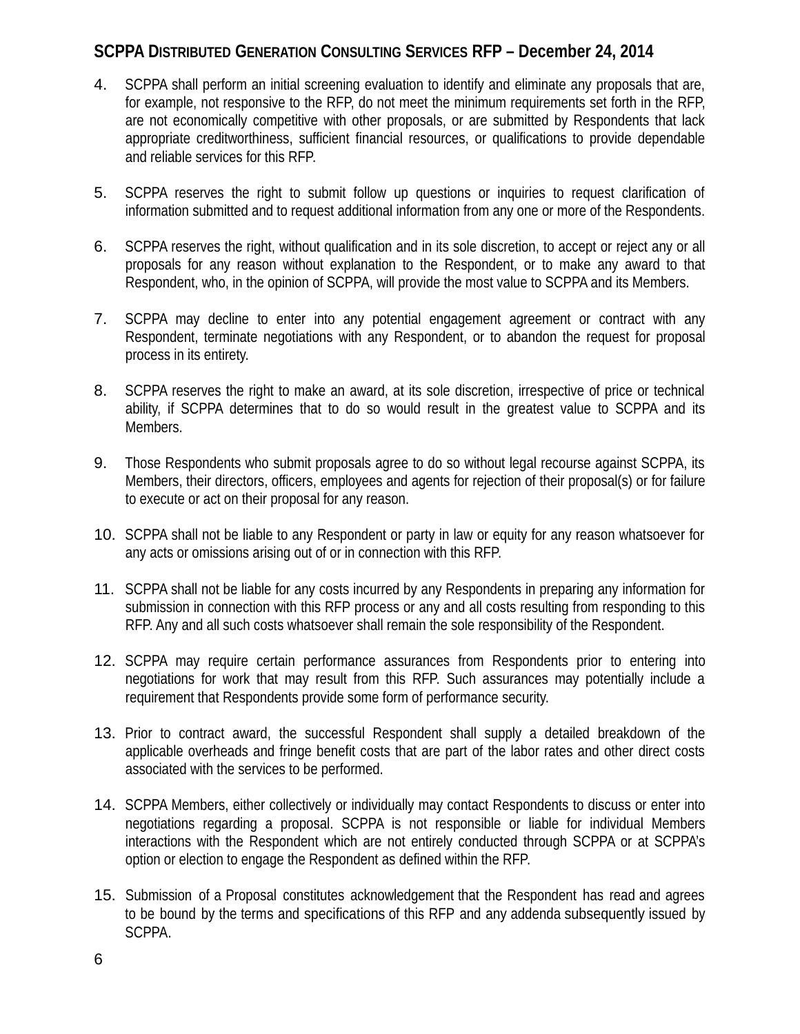4. SCPPA shall perform an initial screening evaluation to identify and eliminate any proposals that are, for example, not responsive to the RFP, do not meet the minimum requirements set forth in the RFP, are not economically competitive with other proposals, or are submitted by Respondents that lack appropriate creditworthiness, sufficient financial resources, or qualifications to provide dependable and reliable services for this RFP.

5. SCPPA reserves the right to submit follow up questions or inquiries to request clarification of information submitted and to request additional information from any one or more of the Respondents.

6. SCPPA reserves the right, without qualification and in its sole discretion, to accept or reject any or all proposals for any reason without explanation to the Respondent, or to make any award to that Respondent, who, in the opinion of SCPPA, will provide the most value to SCPPA and its Members.

7. SCPPA may decline to enter into any potential engagement agreement or contract with any Respondent, terminate negotiations with any Respondent, or to abandon the request for proposal process in its entirety.

8. SCPPA reserves the right to make an award, at its sole discretion, irrespective of price or technical ability, if SCPPA determines that to do so would result in the greatest value to SCPPA and its Members.

9. Those Respondents who submit proposals agree to do so without legal recourse against SCPPA, its Members, their directors, officers, employees and agents for rejection of their proposal(s) or for failure to execute or act on their proposal for any reason.

10. SCPPA shall not be liable to any Respondent or party in law or equity for any reason whatsoever for any acts or omissions arising out of or in connection with this RFP.

11. SCPPA shall not be liable for any costs incurred by any Respondents in preparing any information for submission in connection with this RFP process or any and all costs resulting from responding to this RFP. Any and all such costs whatsoever shall remain the sole responsibility of the Respondent.

12. SCPPA may require certain performance assurances from Respondents prior to entering into negotiations for work that may result from this RFP. Such assurances may potentially include a requirement that Respondents provide some form of performance security.

13. Prior to contract award, the successful Respondent shall supply a detailed breakdown of the applicable overheads and fringe benefit costs that are part of the labor rates and other direct costs associated with the services to be performed.

14. SCPPA Members, either collectively or individually may contact Respondents to discuss or enter into negotiations regarding a proposal. SCPPA is not responsible or liable for individual Members interactions with the Respondent which are not entirely conducted through SCPPA or at SCPPA's option or election to engage the Respondent as defined within the RFP.

15. Submission of a Proposal constitutes acknowledgement that the Respondent has read and agrees to be bound by the terms and specifications of this RFP and any addenda subsequently issued by SCPPA.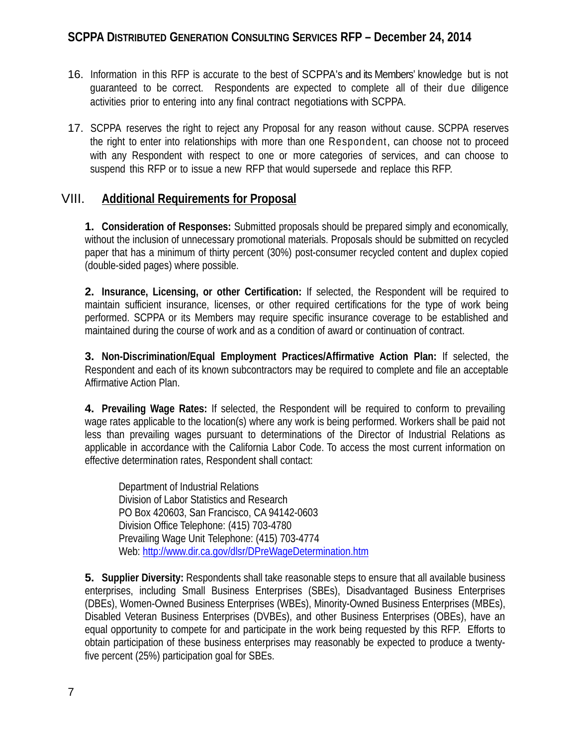16. Information in this RFP is accurate to the best of SCPPA's and its Members' knowledge but is not guaranteed to be correct. Respondents are expected to complete all of their due diligence activities prior to entering into any final contract negotiations with SCPPA.

17. SCPPA reserves the right to reject any Proposal for any reason without cause. SCPPA reserves the right to enter into relationships with more than one Respondent, can choose not to proceed with any Respondent with respect to one or more categories of services, and can choose to suspend this RFP or to issue a new RFP that would supersede and replace this RFP.

## VIII. Additional Requirements for Proposal

**1. Consideration of Responses:** Submitted proposals should be prepared simply and economically, without the inclusion of unnecessary promotional materials. Proposals should be submitted on recycled paper that has a minimum of thirty percent (30%) post-consumer recycled content and duplex copied (double-sided pages) where possible.

**2. Insurance, Licensing, or other Certification:** If selected, the Respondent will be required to maintain sufficient insurance, licenses, or other required certifications for the type of work being performed. SCPPA or its Members may require specific insurance coverage to be established and maintained during the course of work and as a condition of award or continuation of contract.

**3. Non-Discrimination/Equal Employment Practices/Affirmative Action Plan:** If selected, the Respondent and each of its known subcontractors may be required to complete and file an acceptable Affirmative Action Plan.

**4. Prevailing Wage Rates:** If selected, the Respondent will be required to conform to prevailing wage rates applicable to the location(s) where any work is being performed. Workers shall be paid not less than prevailing wages pursuant to determinations of the Director of Industrial Relations as applicable in accordance with the California Labor Code. To access the most current information on effective determination rates, Respondent shall contact:

Department of Industrial Relations
Division of Labor Statistics and Research
PO Box 420603, San Francisco, CA 94142-0603
Division Office Telephone: (415) 703-4780
Prevailing Wage Unit Telephone: (415) 703-4774
Web: http://www.dir.ca.gov/dlsr/DPreWageDetermination.htm

**5. Supplier Diversity:** Respondents shall take reasonable steps to ensure that all available business enterprises, including Small Business Enterprises (SBEs), Disadvantaged Business Enterprises (DBEs), Women-Owned Business Enterprises (WBEs), Minority-Owned Business Enterprises (MBEs), Disabled Veteran Business Enterprises (DVBEs), and other Business Enterprises (OBEs), have an equal opportunity to compete for and participate in the work being requested by this RFP. Efforts to obtain participation of these business enterprises may reasonably be expected to produce a twenty-five percent (25%) participation goal for SBEs.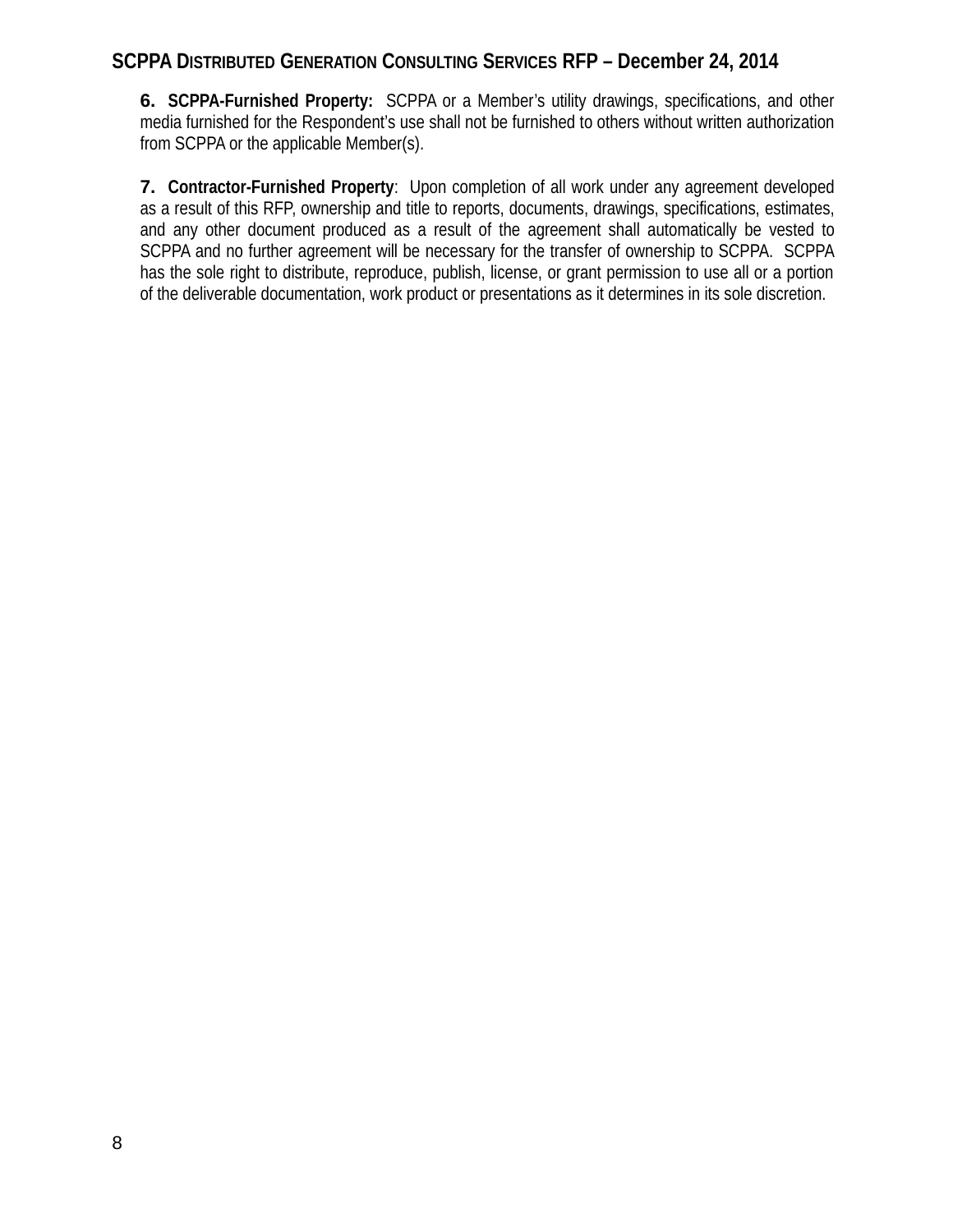**6. SCPPA-Furnished Property:** SCPPA or a Member's utility drawings, specifications, and other media furnished for the Respondent's use shall not be furnished to others without written authorization from SCPPA or the applicable Member(s).

**7. Contractor-Furnished Property**: Upon completion of all work under any agreement developed as a result of this RFP, ownership and title to reports, documents, drawings, specifications, estimates, and any other document produced as a result of the agreement shall automatically be vested to SCPPA and no further agreement will be necessary for the transfer of ownership to SCPPA. SCPPA has the sole right to distribute, reproduce, publish, license, or grant permission to use all or a portion of the deliverable documentation, work product or presentations as it determines in its sole discretion.